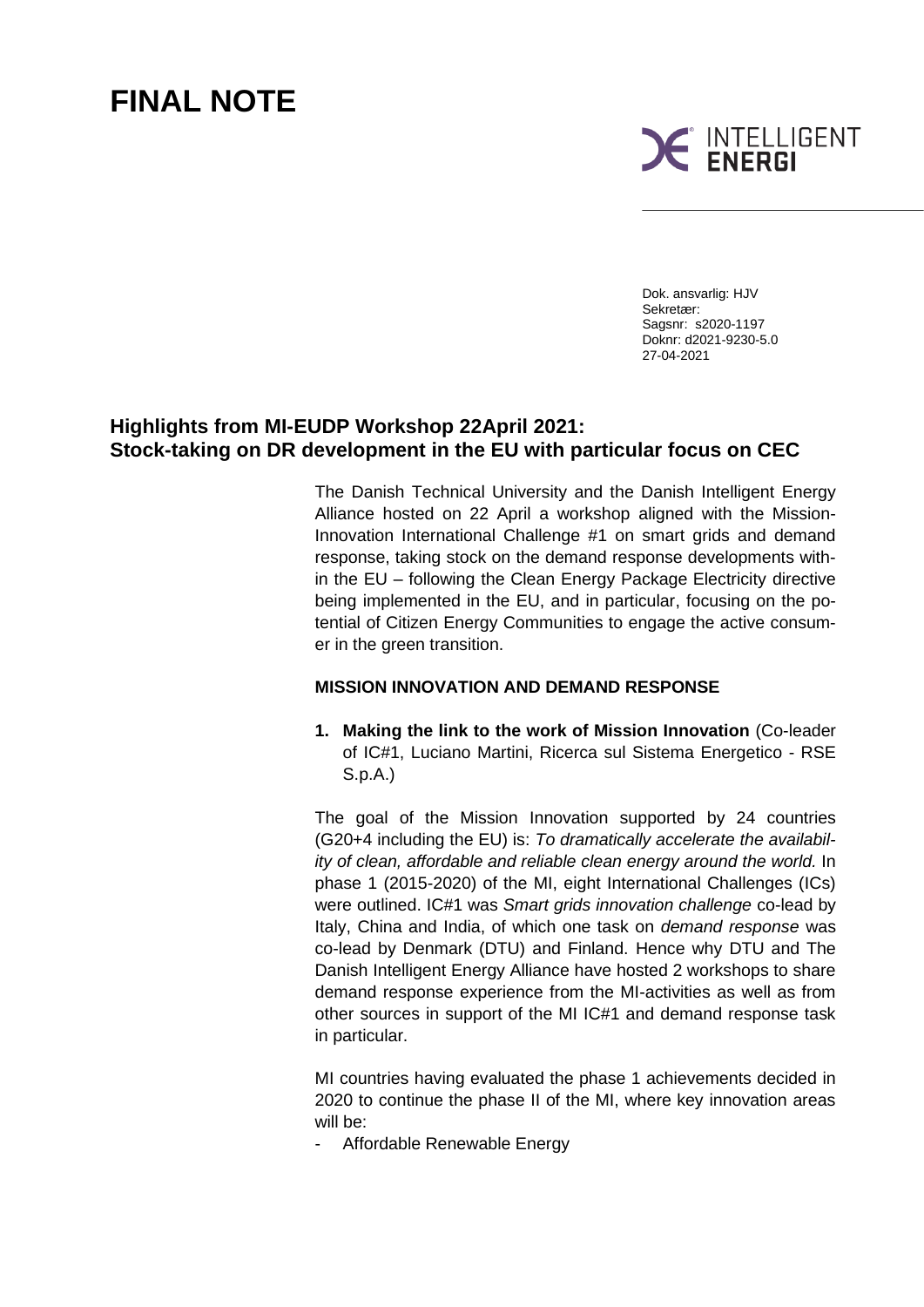# FINAL NOTE

INTELLIGENT ENERGI

Dok. ansvarlig: HJV
Sekretær:
Sagsnr: s2020-1197
Doknr: d2021-9230-5.0
27-04-2021

## Highlights from MI-EUDP Workshop 22April 2021: Stock-taking on DR development in the EU with particular focus on CEC

The Danish Technical University and the Danish Intelligent Energy Alliance hosted on 22 April a workshop aligned with the Mission-Innovation International Challenge #1 on smart grids and demand response, taking stock on the demand response developments within the EU – following the Clean Energy Package Electricity directive being implemented in the EU, and in particular, focusing on the potential of Citizen Energy Communities to engage the active consumer in the green transition.

### MISSION INNOVATION AND DEMAND RESPONSE

1. **Making the link to the work of Mission Innovation** (Co-leader of IC#1, Luciano Martini, Ricerca sul Sistema Energetico - RSE S.p.A.)

The goal of the Mission Innovation supported by 24 countries (G20+4 including the EU) is: *To dramatically accelerate the availability of clean, affordable and reliable clean energy around the world.* In phase 1 (2015-2020) of the MI, eight International Challenges (ICs) were outlined. IC#1 was *Smart grids innovation challenge* co-lead by Italy, China and India, of which one task on *demand response* was co-lead by Denmark (DTU) and Finland. Hence why DTU and The Danish Intelligent Energy Alliance have hosted 2 workshops to share demand response experience from the MI-activities as well as from other sources in support of the MI IC#1 and demand response task in particular.

MI countries having evaluated the phase 1 achievements decided in 2020 to continue the phase II of the MI, where key innovation areas will be:

- Affordable Renewable Energy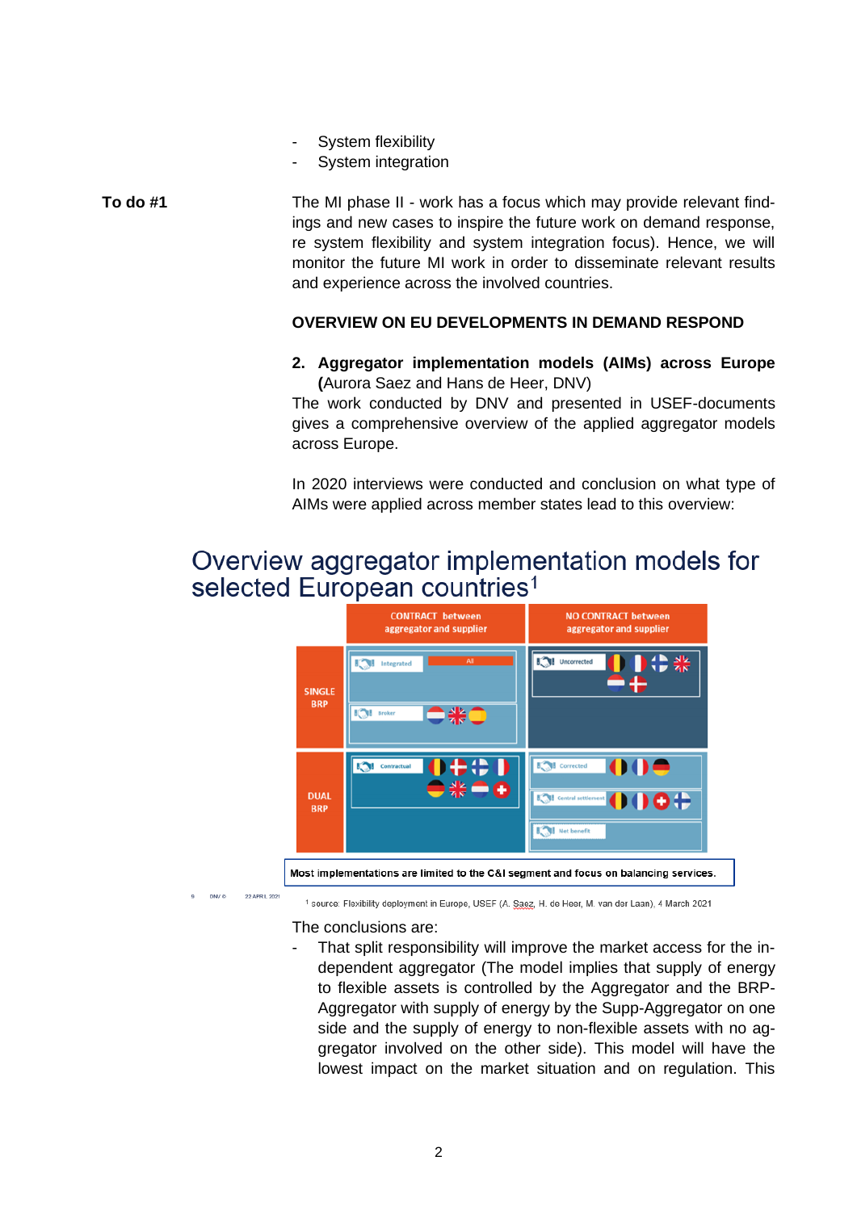- System flexibility
- System integration

**To do #1**

The MI phase II - work has a focus which may provide relevant findings and new cases to inspire the future work on demand response, re system flexibility and system integration focus). Hence, we will monitor the future MI work in order to disseminate relevant results and experience across the involved countries.

**OVERVIEW ON EU DEVELOPMENTS IN DEMAND RESPOND**

**2. Aggregator implementation models (AIMs) across Europe (**Aurora Saez and Hans de Heer, DNV)

The work conducted by DNV and presented in USEF-documents gives a comprehensive overview of the applied aggregator models across Europe.

In 2020 interviews were conducted and conclusion on what type of AIMs were applied across member states lead to this overview:

## Overview aggregator implementation models for selected European countries[1]

| | CONTRACT between aggregator and supplier | NO CONTRACT between aggregator and supplier |
|---|---|---|
| SINGLE BRP | Integrated: All<br>Broker | Uncorrected |
| DUAL BRP | Contractual | Corrected<br>Central settlement<br>Net benefit |

Most implementations are limited to the C&I segment and focus on balancing services.

[1] source: Flexibility deployment in Europe, USEF (A. Saez, H. de Heer, M. van der Laan), 4 March 2021

The conclusions are:

- That split responsibility will improve the market access for the independent aggregator (The model implies that supply of energy to flexible assets is controlled by the Aggregator and the BRP-Aggregator with supply of energy by the Supp-Aggregator on one side and the supply of energy to non-flexible assets with no aggregator involved on the other side). This model will have the lowest impact on the market situation and on regulation. This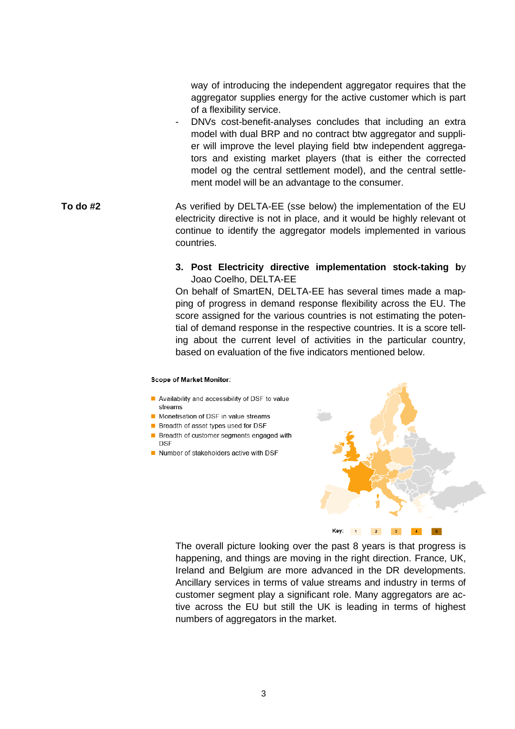way of introducing the independent aggregator requires that the aggregator supplies energy for the active customer which is part of a flexibility service.

- DNVs cost-benefit-analyses concludes that including an extra model with dual BRP and no contract btw aggregator and supplier will improve the level playing field btw independent aggregators and existing market players (that is either the corrected model og the central settlement model), and the central settlement model will be an advantage to the consumer.

**To do #2**

As verified by DELTA-EE (sse below) the implementation of the EU electricity directive is not in place, and it would be highly relevant ot continue to identify the aggregator models implemented in various countries.

### 3. Post Electricity directive implementation stock-taking by Joao Coelho, DELTA-EE

On behalf of SmartEN, DELTA-EE has several times made a mapping of progress in demand response flexibility across the EU. The score assigned for the various countries is not estimating the potential of demand response in the respective countries. It is a score telling about the current level of activities in the particular country, based on evaluation of the five indicators mentioned below.

**Scope of Market Monitor:**

- Availability and accessibility of DSF to value streams
- Monetisation of DSF in value streams
- Breadth of asset types used for DSF
- Breadth of customer segments engaged with DSF
- Number of stakeholders active with DSF

Key: 1 2 3 4 5

The overall picture looking over the past 8 years is that progress is happening, and things are moving in the right direction. France, UK, Ireland and Belgium are more advanced in the DR developments. Ancillary services in terms of value streams and industry in terms of customer segment play a significant role. Many aggregators are active across the EU but still the UK is leading in terms of highest numbers of aggregators in the market.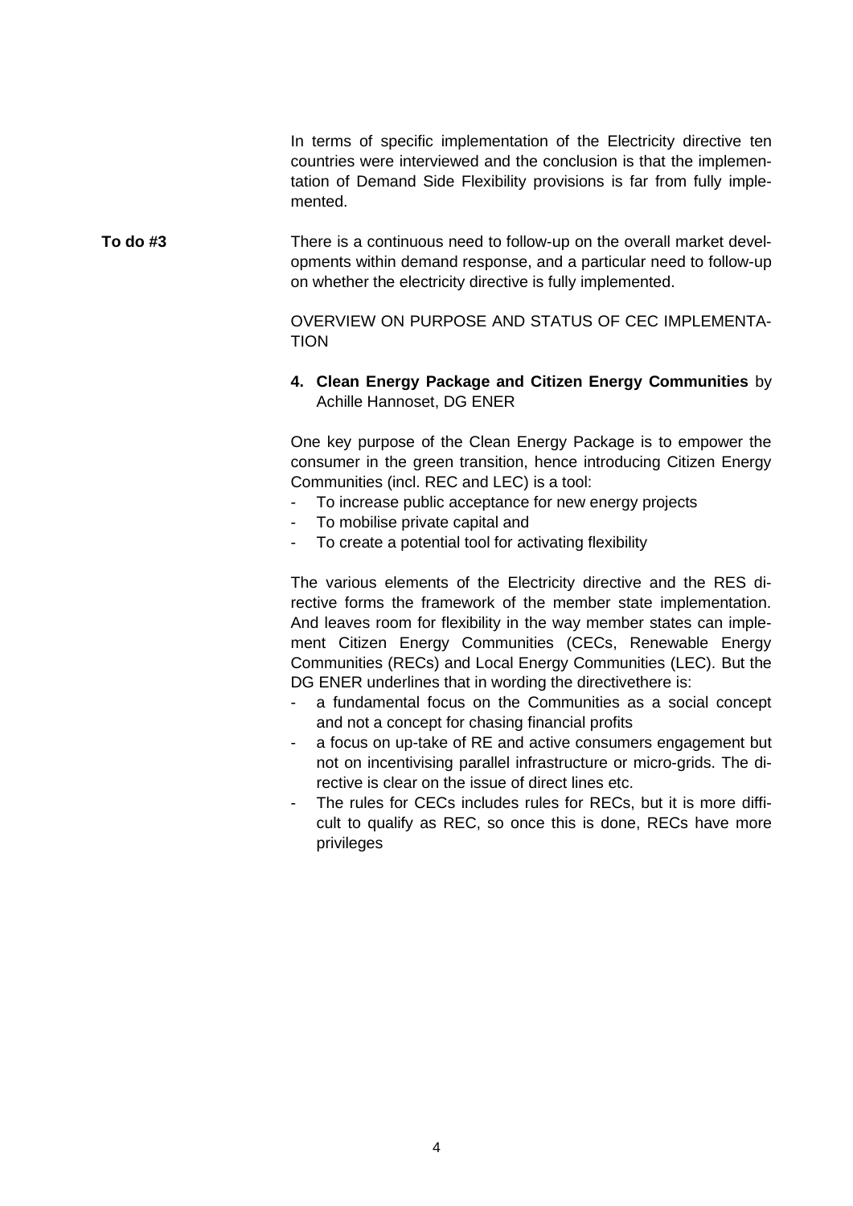In terms of specific implementation of the Electricity directive ten countries were interviewed and the conclusion is that the implementation of Demand Side Flexibility provisions is far from fully implemented.

**To do #3**

There is a continuous need to follow-up on the overall market developments within demand response, and a particular need to follow-up on whether the electricity directive is fully implemented.

OVERVIEW ON PURPOSE AND STATUS OF CEC IMPLEMENTATION

4. **Clean Energy Package and Citizen Energy Communities** by Achille Hannoset, DG ENER

One key purpose of the Clean Energy Package is to empower the consumer in the green transition, hence introducing Citizen Energy Communities (incl. REC and LEC) is a tool:

- To increase public acceptance for new energy projects
- To mobilise private capital and
- To create a potential tool for activating flexibility

The various elements of the Electricity directive and the RES directive forms the framework of the member state implementation. And leaves room for flexibility in the way member states can implement Citizen Energy Communities (CECs, Renewable Energy Communities (RECs) and Local Energy Communities (LEC). But the DG ENER underlines that in wording the directivethere is:

- a fundamental focus on the Communities as a social concept and not a concept for chasing financial profits
- a focus on up-take of RE and active consumers engagement but not on incentivising parallel infrastructure or micro-grids. The directive is clear on the issue of direct lines etc.
- The rules for CECs includes rules for RECs, but it is more difficult to qualify as REC, so once this is done, RECs have more privileges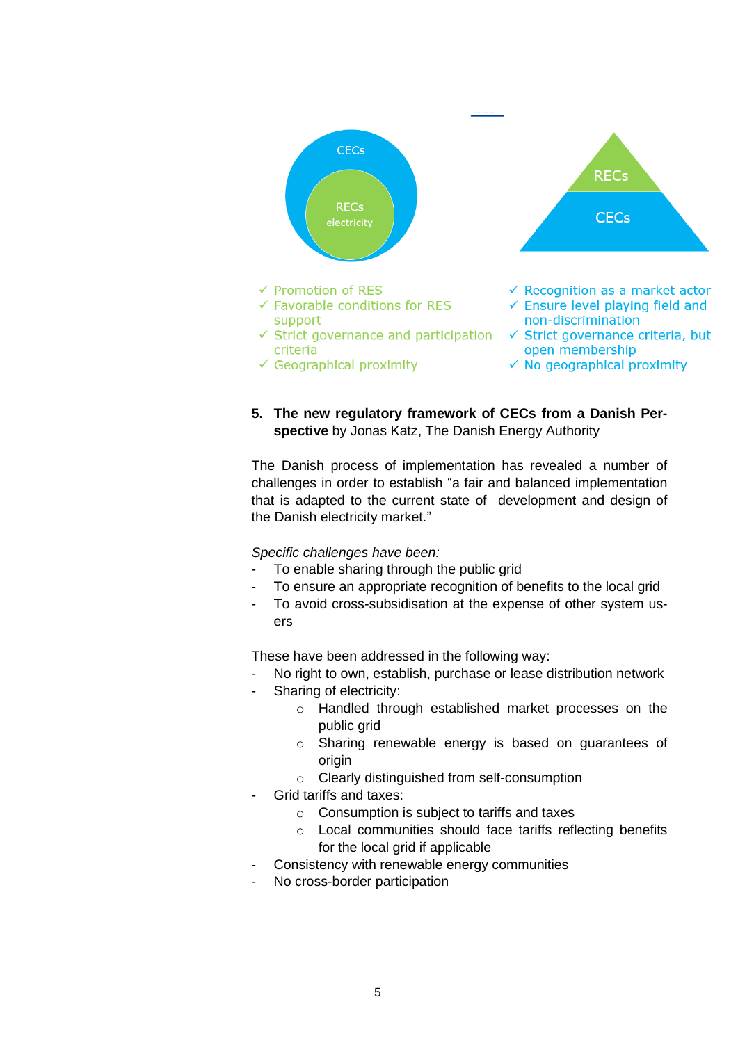CECs

RECs electricity

RECs

CECs

- ✓ Promotion of RES
- ✓ Favorable conditions for RES support
- ✓ Strict governance and participation criteria
- ✓ Geographical proximity

- ✓ Recognition as a market actor
- ✓ Ensure level playing field and non-discrimination
- ✓ Strict governance criteria, but open membership
- ✓ No geographical proximity

5. **The new regulatory framework of CECs from a Danish Perspective** by Jonas Katz, The Danish Energy Authority

The Danish process of implementation has revealed a number of challenges in order to establish "a fair and balanced implementation that is adapted to the current state of development and design of the Danish electricity market."

*Specific challenges have been:*

- To enable sharing through the public grid
- To ensure an appropriate recognition of benefits to the local grid
- To avoid cross-subsidisation at the expense of other system users

These have been addressed in the following way:

- No right to own, establish, purchase or lease distribution network
- Sharing of electricity:
  - Handled through established market processes on the public grid
  - Sharing renewable energy is based on guarantees of origin
  - Clearly distinguished from self-consumption
- Grid tariffs and taxes:
  - Consumption is subject to tariffs and taxes
  - Local communities should face tariffs reflecting benefits for the local grid if applicable
- Consistency with renewable energy communities
- No cross-border participation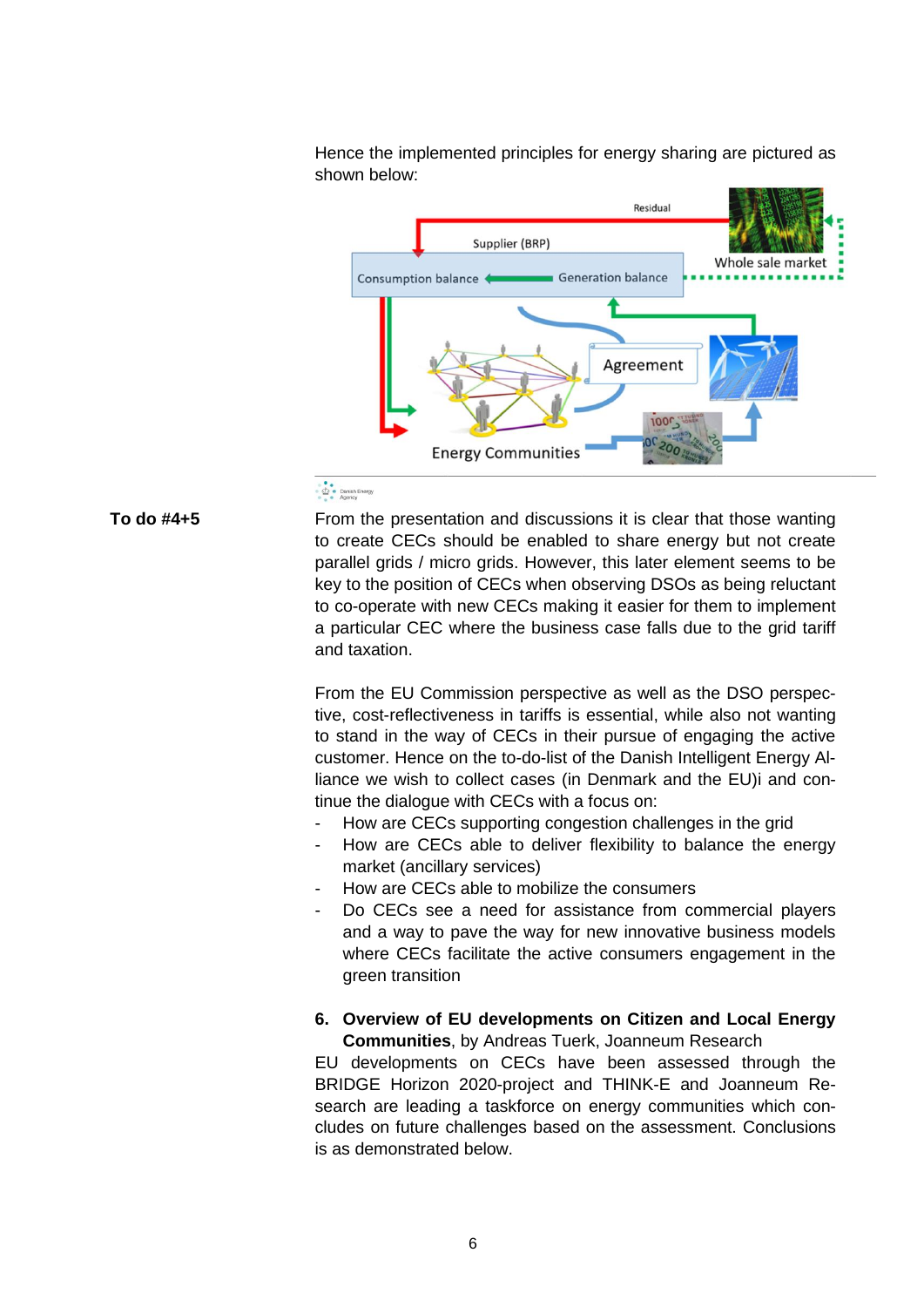Hence the implemented principles for energy sharing are pictured as shown below:

**To do #4+5**

From the presentation and discussions it is clear that those wanting to create CECs should be enabled to share energy but not create parallel grids / micro grids. However, this later element seems to be key to the position of CECs when observing DSOs as being reluctant to co-operate with new CECs making it easier for them to implement a particular CEC where the business case falls due to the grid tariff and taxation.

From the EU Commission perspective as well as the DSO perspective, cost-reflectiveness in tariffs is essential, while also not wanting to stand in the way of CECs in their pursue of engaging the active customer. Hence on the to-do-list of the Danish Intelligent Energy Alliance we wish to collect cases (in Denmark and the EU)i and continue the dialogue with CECs with a focus on:

- How are CECs supporting congestion challenges in the grid
- How are CECs able to deliver flexibility to balance the energy market (ancillary services)
- How are CECs able to mobilize the consumers
- Do CECs see a need for assistance from commercial players and a way to pave the way for new innovative business models where CECs facilitate the active consumers engagement in the green transition

6. **Overview of EU developments on Citizen and Local Energy Communities**, by Andreas Tuerk, Joanneum Research

EU developments on CECs have been assessed through the BRIDGE Horizon 2020-project and THINK-E and Joanneum Research are leading a taskforce on energy communities which concludes on future challenges based on the assessment. Conclusions is as demonstrated below.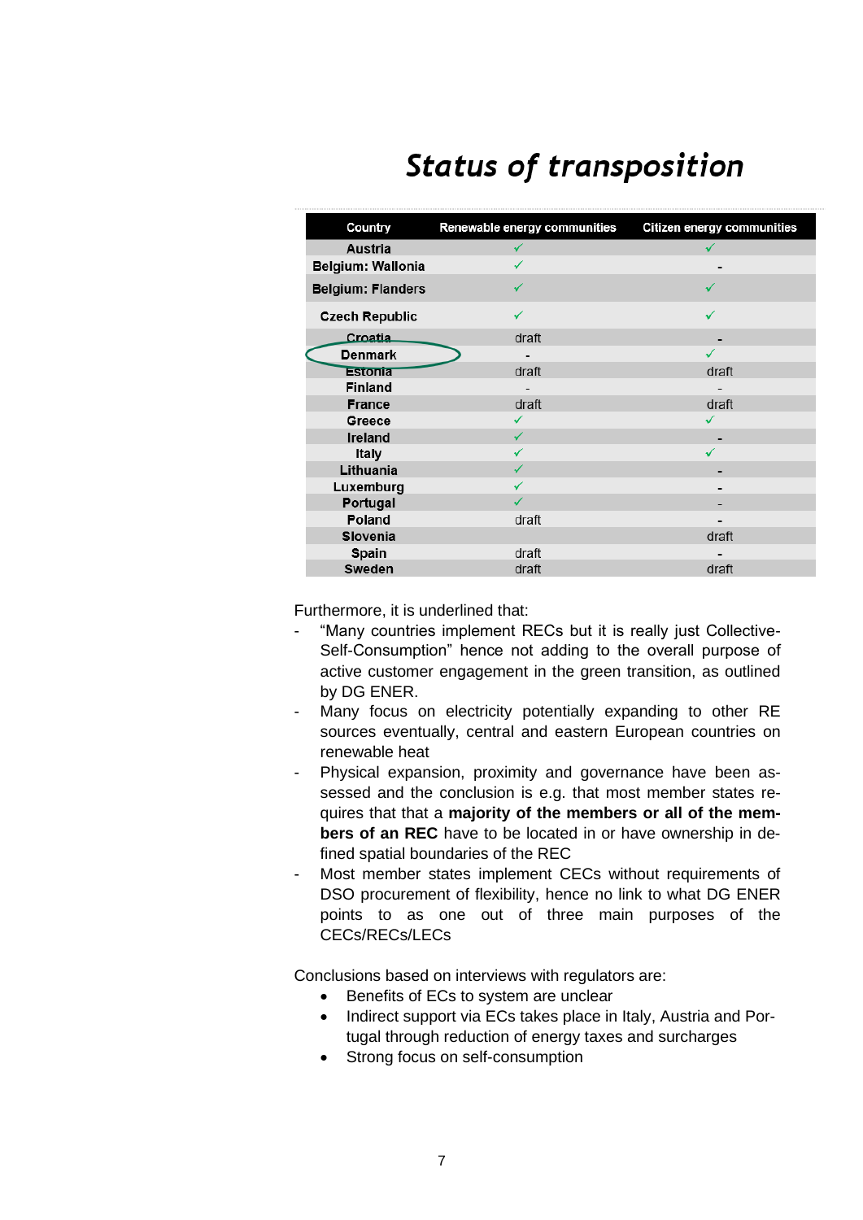# Status of transposition

| Country | Renewable energy communities | Citizen energy communities |
|---|---|---|
| Austria | ✓ | ✓ |
| Belgium: Wallonia | ✓ | - |
| Belgium: Flanders | ✓ | ✓ |
| Czech Republic | ✓ | ✓ |
| Croatia | draft | - |
| Denmark | - | ✓ |
| Estonia | draft | draft |
| Finland | - | - |
| France | draft | draft |
| Greece | ✓ | ✓ |
| Ireland | ✓ | - |
| Italy | ✓ | ✓ |
| Lithuania | ✓ | - |
| Luxemburg | ✓ | - |
| Portugal | ✓ | - |
| Poland | draft | - |
| Slovenia | | draft |
| Spain | draft | - |
| Sweden | draft | draft |

Furthermore, it is underlined that:

- "Many countries implement RECs but it is really just Collective-Self-Consumption" hence not adding to the overall purpose of active customer engagement in the green transition, as outlined by DG ENER.
- Many focus on electricity potentially expanding to other RE sources eventually, central and eastern European countries on renewable heat
- Physical expansion, proximity and governance have been assessed and the conclusion is e.g. that most member states requires that that a **majority of the members or all of the members of an REC** have to be located in or have ownership in defined spatial boundaries of the REC
- Most member states implement CECs without requirements of DSO procurement of flexibility, hence no link to what DG ENER points to as one out of three main purposes of the CECs/RECs/LECs

Conclusions based on interviews with regulators are:

- Benefits of ECs to system are unclear
- Indirect support via ECs takes place in Italy, Austria and Portugal through reduction of energy taxes and surcharges
- Strong focus on self-consumption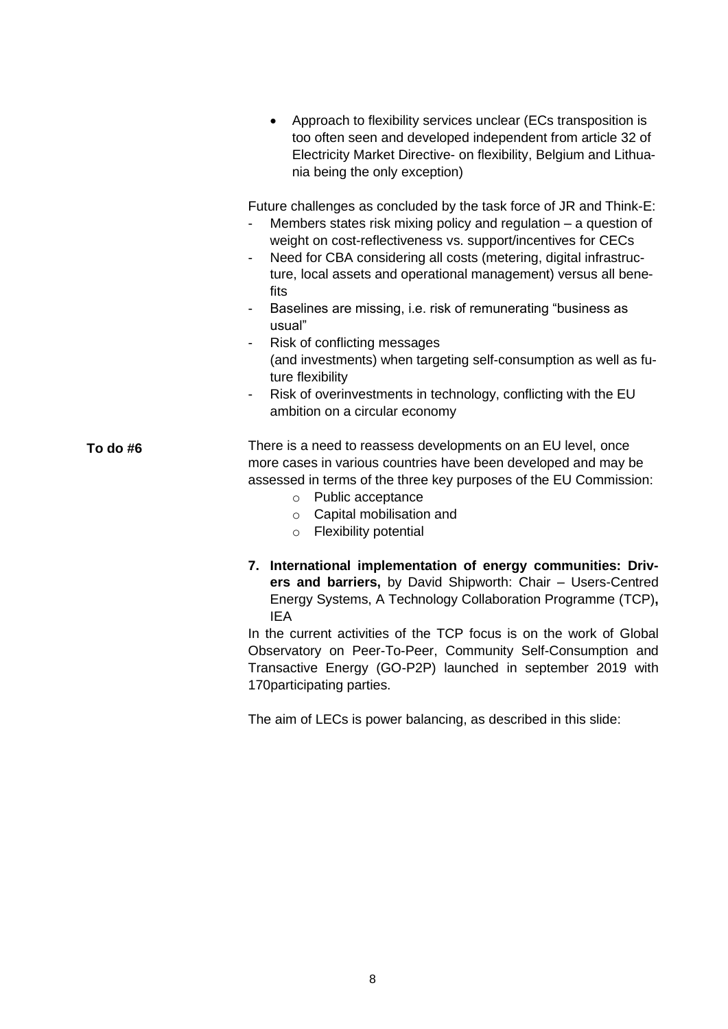- Approach to flexibility services unclear (ECs transposition is too often seen and developed independent from article 32 of Electricity Market Directive- on flexibility, Belgium and Lithuania being the only exception)

Future challenges as concluded by the task force of JR and Think-E:

- Members states risk mixing policy and regulation – a question of weight on cost-reflectiveness vs. support/incentives for CECs
- Need for CBA considering all costs (metering, digital infrastructure, local assets and operational management) versus all benefits
- Baselines are missing, i.e. risk of remunerating "business as usual"
- Risk of conflicting messages (and investments) when targeting self-consumption as well as future flexibility
- Risk of overinvestments in technology, conflicting with the EU ambition on a circular economy

**To do #6**

There is a need to reassess developments on an EU level, once more cases in various countries have been developed and may be assessed in terms of the three key purposes of the EU Commission:

- Public acceptance
- Capital mobilisation and
- Flexibility potential

7. **International implementation of energy communities: Drivers and barriers,** by David Shipworth: Chair – Users-Centred Energy Systems, A Technology Collaboration Programme (TCP)**,** IEA

In the current activities of the TCP focus is on the work of Global Observatory on Peer-To-Peer, Community Self-Consumption and Transactive Energy (GO-P2P) launched in september 2019 with 170participating parties.

The aim of LECs is power balancing, as described in this slide: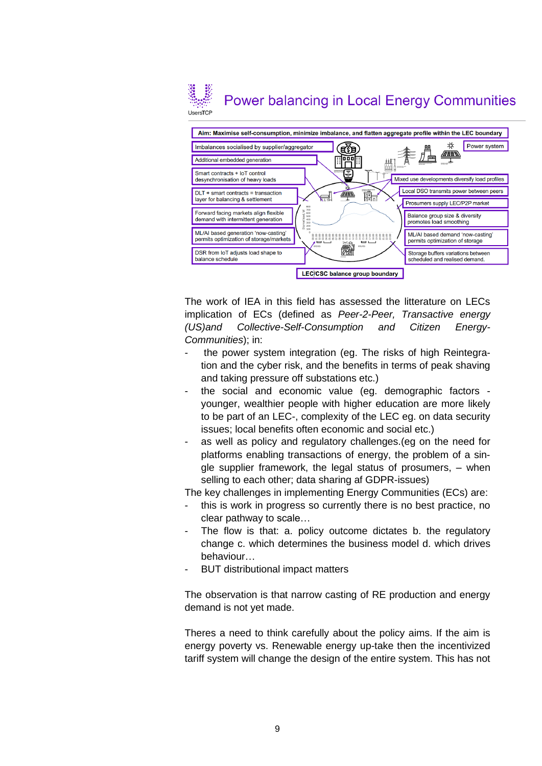# Power balancing in Local Energy Communities

Aim: Maximise self-consumption, minimize imbalance, and flatten aggregate profile within the LEC boundary

- Imbalances socialised by supplier/aggregator
- Additional embedded generation
- Smart contracts + IoT control desynchronisation of heavy loads
- DLT + smart contracts = transaction layer for balancing & settlement
- Forward facing markets align flexible demand with intermittent generation
- ML/AI based generation 'now-casting' permits optimization of storage/markets
- DSR from IoT adjusts load shape to balance schedule
- Power system
- Mixed use developments diversify load profiles
- Local DSO transmits power between peers
- Prosumers supply LEC/P2P market
- Balance group size & diversity promotes load smoothing
- ML/AI based demand 'now-casting' permits optimization of storage
- Storage buffers variations between scheduled and realised demand.

LEC/CSC balance group boundary

The work of IEA in this field has assessed the litterature on LECs implication of ECs (defined as *Peer-2-Peer, Transactive energy (US)and Collective-Self-Consumption and Citizen Energy-Communities*); in:

- the power system integration (eg. The risks of high Reintegration and the cyber risk, and the benefits in terms of peak shaving and taking pressure off substations etc.)
- the social and economic value (eg. demographic factors - younger, wealthier people with higher education are more likely to be part of an LEC-, complexity of the LEC eg. on data security issues; local benefits often economic and social etc.)
- as well as policy and regulatory challenges.(eg on the need for platforms enabling transactions of energy, the problem of a single supplier framework, the legal status of prosumers, – when selling to each other; data sharing af GDPR-issues)

The key challenges in implementing Energy Communities (ECs) are:

- this is work in progress so currently there is no best practice, no clear pathway to scale…
- The flow is that: a. policy outcome dictates b. the regulatory change c. which determines the business model d. which drives behaviour…
- BUT distributional impact matters

The observation is that narrow casting of RE production and energy demand is not yet made.

Theres a need to think carefully about the policy aims. If the aim is energy poverty vs. Renewable energy up-take then the incentivized tariff system will change the design of the entire system. This has not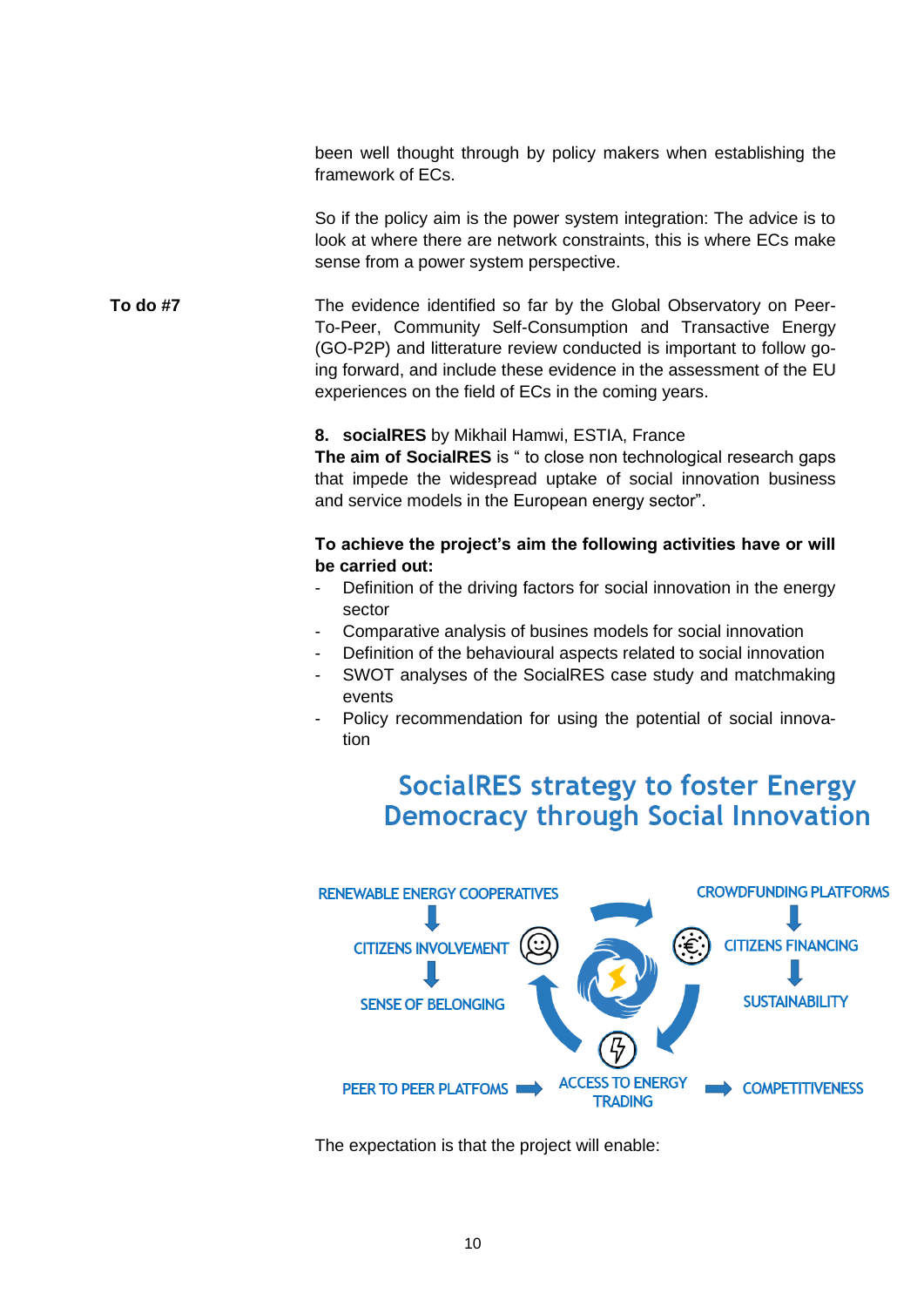been well thought through by policy makers when establishing the framework of ECs.

So if the policy aim is the power system integration: The advice is to look at where there are network constraints, this is where ECs make sense from a power system perspective.

**To do #7**

The evidence identified so far by the Global Observatory on Peer-To-Peer, Community Self-Consumption and Transactive Energy (GO-P2P) and litterature review conducted is important to follow going forward, and include these evidence in the assessment of the EU experiences on the field of ECs in the coming years.

**8. socialRES** by Mikhail Hamwi, ESTIA, France

**The aim of SocialRES** is " to close non technological research gaps that impede the widespread uptake of social innovation business and service models in the European energy sector".

**To achieve the project's aim the following activities have or will be carried out:**

- Definition of the driving factors for social innovation in the energy sector
- Comparative analysis of busines models for social innovation
- Definition of the behavioural aspects related to social innovation
- SWOT analyses of the SocialRES case study and matchmaking events
- Policy recommendation for using the potential of social innovation

**SocialRES strategy to foster Energy Democracy through Social Innovation**

RENEWABLE ENERGY COOPERATIVES → CITIZENS INVOLVEMENT → SENSE OF BELONGING

CROWDFUNDING PLATFORMS → CITIZENS FINANCING → SUSTAINABILITY

PEER TO PEER PLATFOMS → ACCESS TO ENERGY TRADING → COMPETITIVENESS

The expectation is that the project will enable: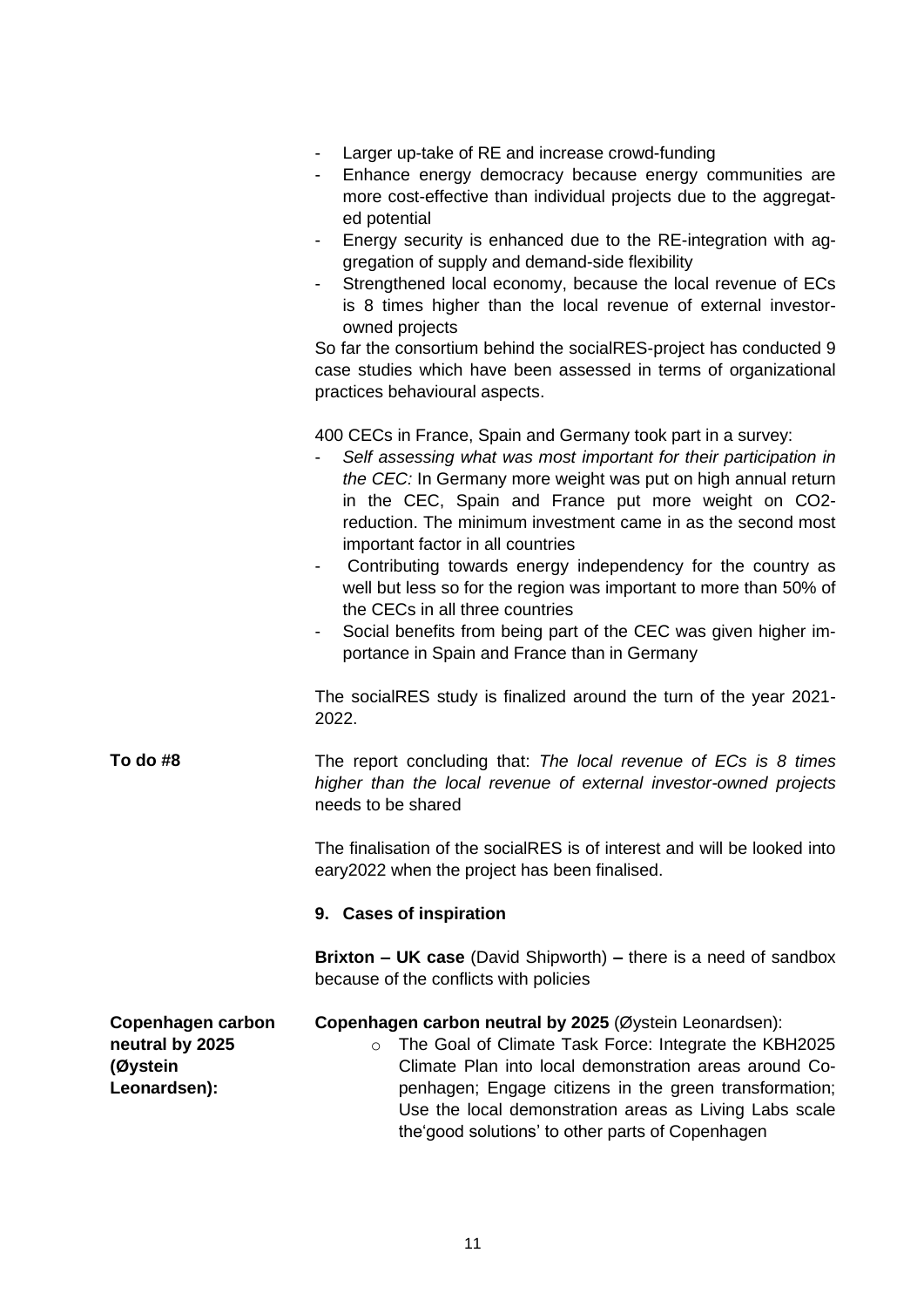- Larger up-take of RE and increase crowd-funding
- Enhance energy democracy because energy communities are more cost-effective than individual projects due to the aggregated potential
- Energy security is enhanced due to the RE-integration with aggregation of supply and demand-side flexibility
- Strengthened local economy, because the local revenue of ECs is 8 times higher than the local revenue of external investor-owned projects

So far the consortium behind the socialRES-project has conducted 9 case studies which have been assessed in terms of organizational practices behavioural aspects.

400 CECs in France, Spain and Germany took part in a survey:

- *Self assessing what was most important for their participation in the CEC:* In Germany more weight was put on high annual return in the CEC, Spain and France put more weight on $CO_2$-reduction. The minimum investment came in as the second most important factor in all countries
- Contributing towards energy independency for the country as well but less so for the region was important to more than 50% of the CECs in all three countries
- Social benefits from being part of the CEC was given higher importance in Spain and France than in Germany

The socialRES study is finalized around the turn of the year 2021-2022.

**To do #8**

The report concluding that: *The local revenue of ECs is 8 times higher than the local revenue of external investor-owned projects* needs to be shared

The finalisation of the socialRES is of interest and will be looked into eary2022 when the project has been finalised.

### 9. Cases of inspiration

**Brixton – UK case** (David Shipworth) **–** there is a need of sandbox because of the conflicts with policies

**Copenhagen carbon neutral by 2025 (Øystein Leonardsen):**

**Copenhagen carbon neutral by 2025** (Øystein Leonardsen):

- The Goal of Climate Task Force: Integrate the KBH2025 Climate Plan into local demonstration areas around Copenhagen; Engage citizens in the green transformation; Use the local demonstration areas as Living Labs scale the'good solutions' to other parts of Copenhagen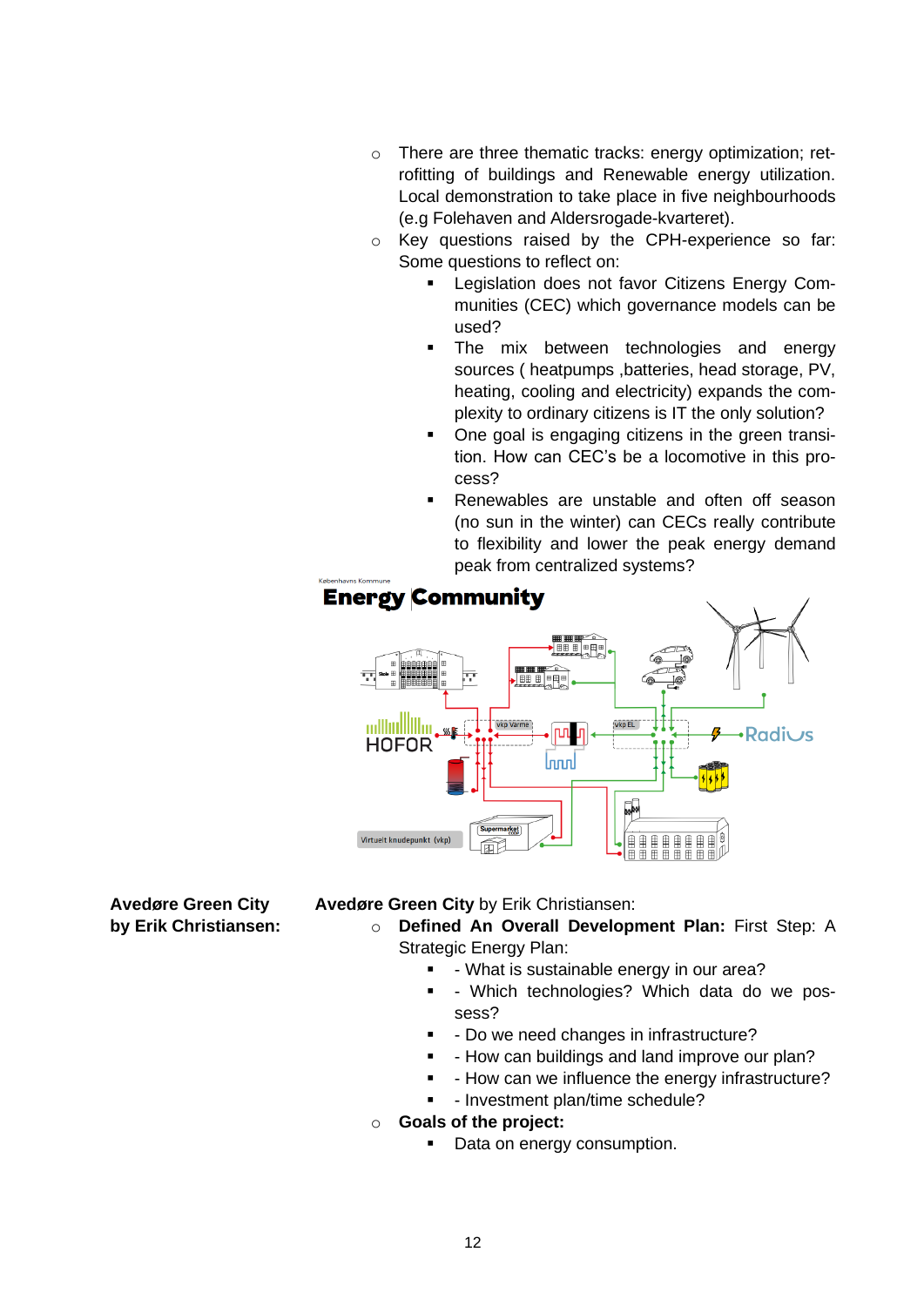- There are three thematic tracks: energy optimization; retrofitting of buildings and Renewable energy utilization. Local demonstration to take place in five neighbourhoods (e.g Folehaven and Aldersrogade-kvarteret).
- Key questions raised by the CPH-experience so far: Some questions to reflect on:
  - Legislation does not favor Citizens Energy Communities (CEC) which governance models can be used?
  - The mix between technologies and energy sources ( heatpumps ,batteries, head storage, PV, heating, cooling and electricity) expands the complexity to ordinary citizens is IT the only solution?
  - One goal is engaging citizens in the green transition. How can CEC's be a locomotive in this process?
  - Renewables are unstable and often off season (no sun in the winter) can CECs really contribute to flexibility and lower the peak energy demand peak from centralized systems?

**Avedøre Green City by Erik Christiansen:**

**Avedøre Green City** by Erik Christiansen:

- **Defined An Overall Development Plan:** First Step: A Strategic Energy Plan:
  - - What is sustainable energy in our area?
  - - Which technologies? Which data do we possess?
  - - Do we need changes in infrastructure?
  - - How can buildings and land improve our plan?
  - - How can we influence the energy infrastructure?
  - - Investment plan/time schedule?
- **Goals of the project:**
  - Data on energy consumption.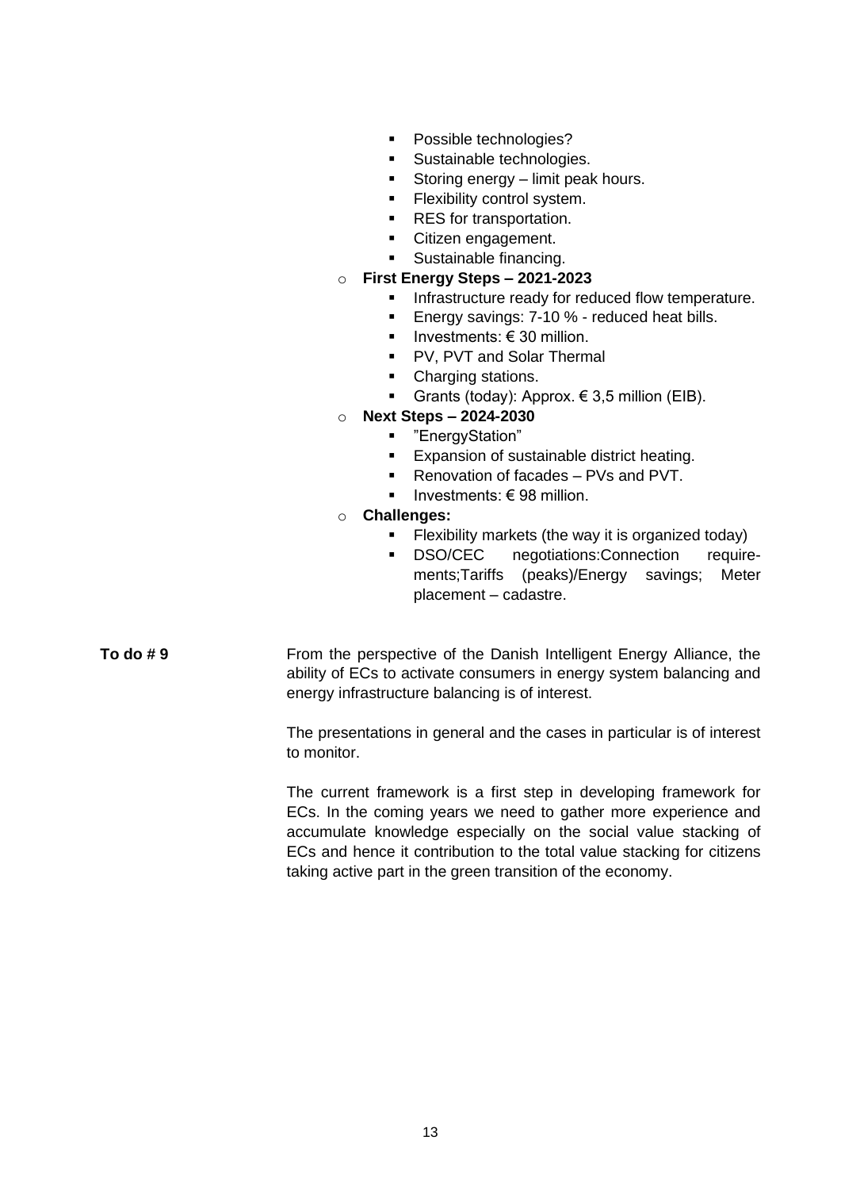- Possible technologies?
- Sustainable technologies.
- Storing energy – limit peak hours.
- Flexibility control system.
- RES for transportation.
- Citizen engagement.
- Sustainable financing.

- **First Energy Steps – 2021-2023**
  - Infrastructure ready for reduced flow temperature.
  - Energy savings: 7-10 % - reduced heat bills.
  - Investments: € 30 million.
  - PV, PVT and Solar Thermal
  - Charging stations.
  - Grants (today): Approx. € 3,5 million (EIB).
- **Next Steps – 2024-2030**
  - "EnergyStation"
  - Expansion of sustainable district heating.
  - Renovation of facades – PVs and PVT.
  - Investments: € 98 million.
- **Challenges:**
  - Flexibility markets (the way it is organized today)
  - DSO/CEC negotiations:Connection requirements;Tariffs (peaks)/Energy savings; Meter placement – cadastre.

**To do # 9**

From the perspective of the Danish Intelligent Energy Alliance, the ability of ECs to activate consumers in energy system balancing and energy infrastructure balancing is of interest.

The presentations in general and the cases in particular is of interest to monitor.

The current framework is a first step in developing framework for ECs. In the coming years we need to gather more experience and accumulate knowledge especially on the social value stacking of ECs and hence it contribution to the total value stacking for citizens taking active part in the green transition of the economy.